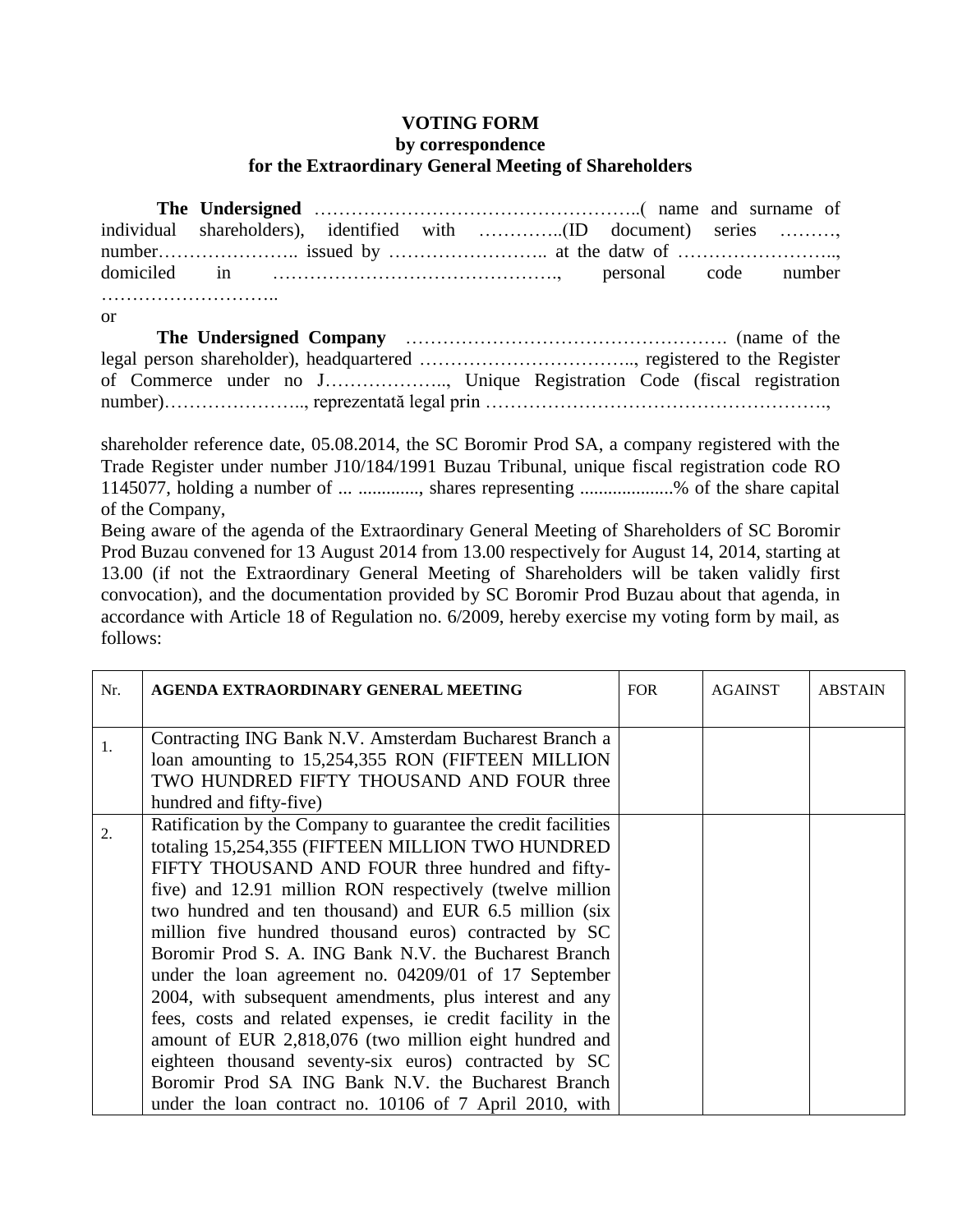**VOTING FORM**
**by correspondence**
**for the Extraordinary General Meeting of Shareholders**

**The Undersigned** ……………………………………………..( name and surname of individual shareholders), identified with …………..(ID document) series ………, number………………….. issued by …………………….. at the datw of …………………….., domiciled in ………………………………………., personal code number ………………………..

or

**The Undersigned Company** ……………………………………………. (name of the legal person shareholder), headquartered …………………………….., registered to the Register of Commerce under no J……………….., Unique Registration Code (fiscal registration number)………………….., reprezentată legal prin ……………………………………………….,

shareholder reference date, 05.08.2014, the SC Boromir Prod SA, a company registered with the Trade Register under number J10/184/1991 Buzau Tribunal, unique fiscal registration code RO 1145077, holding a number of ... ............., shares representing ...................% of the share capital of the Company,

Being aware of the agenda of the Extraordinary General Meeting of Shareholders of SC Boromir Prod Buzau convened for 13 August 2014 from 13.00 respectively for August 14, 2014, starting at 13.00 (if not the Extraordinary General Meeting of Shareholders will be taken validly first convocation), and the documentation provided by SC Boromir Prod Buzau about that agenda, in accordance with Article 18 of Regulation no. 6/2009, hereby exercise my voting form by mail, as follows:

| Nr. | AGENDA EXTRAORDINARY GENERAL MEETING | FOR | AGAINST | ABSTAIN |
|---|---|---|---|---|
| 1. | Contracting ING Bank N.V. Amsterdam Bucharest Branch a loan amounting to 15,254,355 RON (FIFTEEN MILLION TWO HUNDRED FIFTY THOUSAND AND FOUR three hundred and fifty-five) | | | |
| 2. | Ratification by the Company to guarantee the credit facilities totaling 15,254,355 (FIFTEEN MILLION TWO HUNDRED FIFTY THOUSAND AND FOUR three hundred and fifty-five) and 12.91 million RON respectively (twelve million two hundred and ten thousand) and EUR 6.5 million (six million five hundred thousand euros) contracted by SC Boromir Prod S. A. ING Bank N.V. the Bucharest Branch under the loan agreement no. 04209/01 of 17 September 2004, with subsequent amendments, plus interest and any fees, costs and related expenses, ie credit facility in the amount of EUR 2,818,076 (two million eight hundred and eighteen thousand seventy-six euros) contracted by SC Boromir Prod SA ING Bank N.V. the Bucharest Branch under the loan contract no. 10106 of 7 April 2010, with | | | |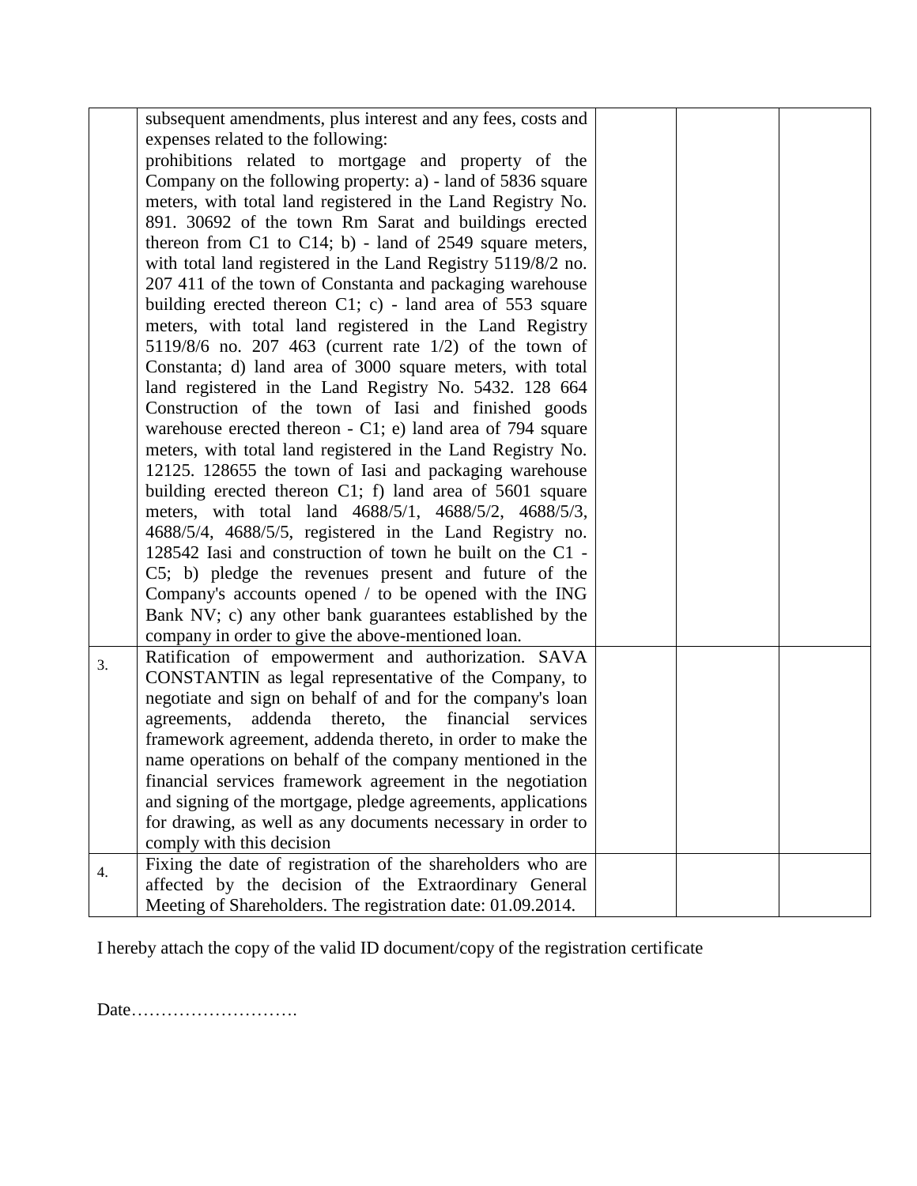| | | | | |
|---|---|---|---|---|
| | subsequent amendments, plus interest and any fees, costs and expenses related to the following: prohibitions related to mortgage and property of the Company on the following property: a) - land of 5836 square meters, with total land registered in the Land Registry No. 891. 30692 of the town Rm Sarat and buildings erected thereon from C1 to C14; b) - land of 2549 square meters, with total land registered in the Land Registry 5119/8/2 no. 207 411 of the town of Constanta and packaging warehouse building erected thereon C1; c) - land area of 553 square meters, with total land registered in the Land Registry 5119/8/6 no. 207 463 (current rate 1/2) of the town of Constanta; d) land area of 3000 square meters, with total land registered in the Land Registry No. 5432. 128 664 Construction of the town of Iasi and finished goods warehouse erected thereon - C1; e) land area of 794 square meters, with total land registered in the Land Registry No. 12125. 128655 the town of Iasi and packaging warehouse building erected thereon C1; f) land area of 5601 square meters, with total land 4688/5/1, 4688/5/2, 4688/5/3, 4688/5/4, 4688/5/5, registered in the Land Registry no. 128542 Iasi and construction of town he built on the C1 - C5; b) pledge the revenues present and future of the Company's accounts opened / to be opened with the ING Bank NV; c) any other bank guarantees established by the company in order to give the above-mentioned loan. | | | |
| 3. | Ratification of empowerment and authorization. SAVA CONSTANTIN as legal representative of the Company, to negotiate and sign on behalf of and for the company's loan agreements, addenda thereto, the financial services framework agreement, addenda thereto, in order to make the name operations on behalf of the company mentioned in the financial services framework agreement in the negotiation and signing of the mortgage, pledge agreements, applications for drawing, as well as any documents necessary in order to comply with this decision | | | |
| 4. | Fixing the date of registration of the shareholders who are affected by the decision of the Extraordinary General Meeting of Shareholders. The registration date: 01.09.2014. | | | |

I hereby attach the copy of the valid ID document/copy of the registration certificate

Date……………………….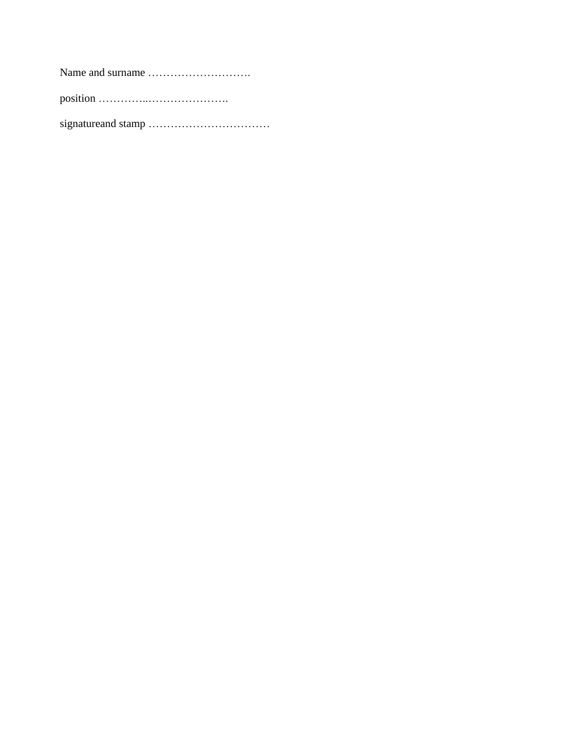Name and surname ……………………….

position …………..………………….

signatureand stamp ……………………………